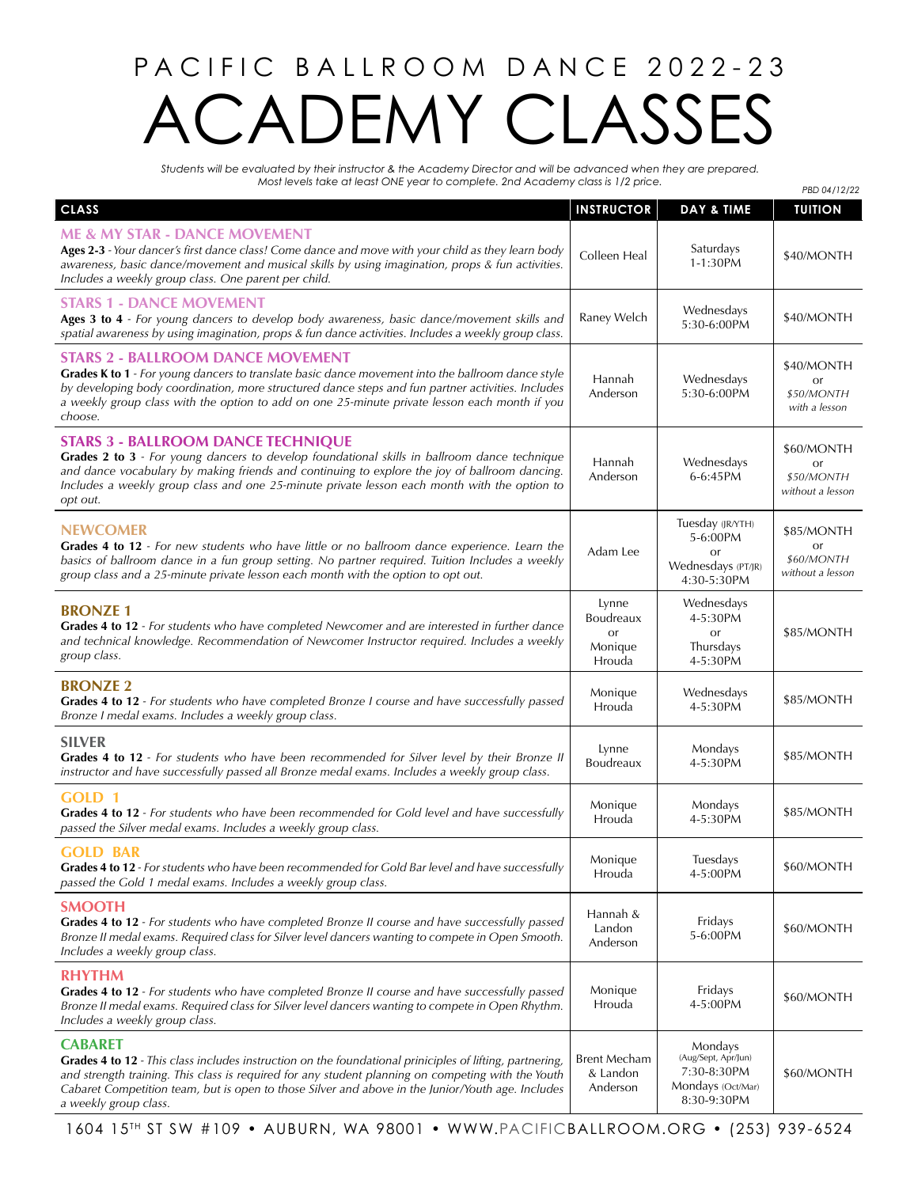# PACIFIC BALLROOM DANCE 2022-23

# ACADEMY CLASSES

*Students will be evaluated by their instructor & the Academy Director and will be advanced when they are prepared. Most levels take at least ONE year to complete. 2nd Academy class is 1/2 price.*

*PBD 04/12/22*

| CLASS | INSTRUCTOR | DAY & TIME | TUITION |
|---|---|---|---|
| **ME & MY STAR - DANCE MOVEMENT** **Ages 2-3** - *Your dancer's first dance class! Come dance and move with your child as they learn body awareness, basic dance/movement and musical skills by using imagination, props & fun activities. Includes a weekly group class. One parent per child.* | Colleen Heal | Saturdays 1-1:30PM | $40/MONTH |
| **STARS 1 - DANCE MOVEMENT** **Ages 3 to 4** - *For young dancers to develop body awareness, basic dance/movement skills and spatial awareness by using imagination, props & fun dance activities. Includes a weekly group class.* | Raney Welch | Wednesdays 5:30-6:00PM | $40/MONTH |
| **STARS 2 - BALLROOM DANCE MOVEMENT** **Grades K to 1** - *For young dancers to translate basic dance movement into the ballroom dance style by developing body coordination, more structured dance steps and fun partner activities. Includes a weekly group class with the option to add on one 25-minute private lesson each month if you choose.* | Hannah Anderson | Wednesdays 5:30-6:00PM | $40/MONTH or *$50/MONTH with a lesson* |
| **STARS 3 - BALLROOM DANCE TECHNIQUE** **Grades 2 to 3** - *For young dancers to develop foundational skills in ballroom dance technique and dance vocabulary by making friends and continuing to explore the joy of ballroom dancing. Includes a weekly group class and one 25-minute private lesson each month with the option to opt out.* | Hannah Anderson | Wednesdays 6-6:45PM | $60/MONTH or *$50/MONTH without a lesson* |
| **NEWCOMER** **Grades 4 to 12** - *For new students who have little or no ballroom dance experience. Learn the basics of ballroom dance in a fun group setting. No partner required. Tuition Includes a weekly group class and a 25-minute private lesson each month with the option to opt out.* | Adam Lee | Tuesday (JR/YTH) 5-6:00PM or Wednesdays (PT/JR) 4:30-5:30PM | $85/MONTH or *$60/MONTH without a lesson* |
| **BRONZE 1** **Grades 4 to 12** - *For students who have completed Newcomer and are interested in further dance and technical knowledge. Recommendation of Newcomer Instructor required. Includes a weekly group class.* | Lynne Boudreaux or Monique Hrouda | Wednesdays 4-5:30PM or Thursdays 4-5:30PM | $85/MONTH |
| **BRONZE 2** **Grades 4 to 12** - *For students who have completed Bronze I course and have successfully passed Bronze I medal exams. Includes a weekly group class.* | Monique Hrouda | Wednesdays 4-5:30PM | $85/MONTH |
| **SILVER** **Grades 4 to 12** - *For students who have been recommended for Silver level by their Bronze II instructor and have successfully passed all Bronze medal exams. Includes a weekly group class.* | Lynne Boudreaux | Mondays 4-5:30PM | $85/MONTH |
| **GOLD 1** **Grades 4 to 12** - *For students who have been recommended for Gold level and have successfully passed the Silver medal exams. Includes a weekly group class.* | Monique Hrouda | Mondays 4-5:30PM | $85/MONTH |
| **GOLD BAR** **Grades 4 to 12** - *For students who have been recommended for Gold Bar level and have successfully passed the Gold 1 medal exams. Includes a weekly group class.* | Monique Hrouda | Tuesdays 4-5:00PM | $60/MONTH |
| **SMOOTH** **Grades 4 to 12** - *For students who have completed Bronze II course and have successfully passed Bronze II medal exams. Required class for Silver level dancers wanting to compete in Open Smooth. Includes a weekly group class.* | Hannah & Landon Anderson | Fridays 5-6:00PM | $60/MONTH |
| **RHYTHM** **Grades 4 to 12** - *For students who have completed Bronze II course and have successfully passed Bronze II medal exams. Required class for Silver level dancers wanting to compete in Open Rhythm. Includes a weekly group class.* | Monique Hrouda | Fridays 4-5:00PM | $60/MONTH |
| **CABARET** **Grades 4 to 12** - *This class includes instruction on the foundational priniciples of lifting, partnering, and strength training. This class is required for any student planning on competing with the Youth Cabaret Competition team, but is open to those Silver and above in the Junior/Youth age. Includes a weekly group class.* | Brent Mecham & Landon Anderson | Mondays (Aug/Sept, Apr/Jun) 7:30-8:30PM Mondays (Oct/Mar) 8:30-9:30PM | $60/MONTH |

1604 15TH ST SW #109 • AUBURN, WA 98001 • WWW.PACIFICBALLROOM.ORG • (253) 939-6524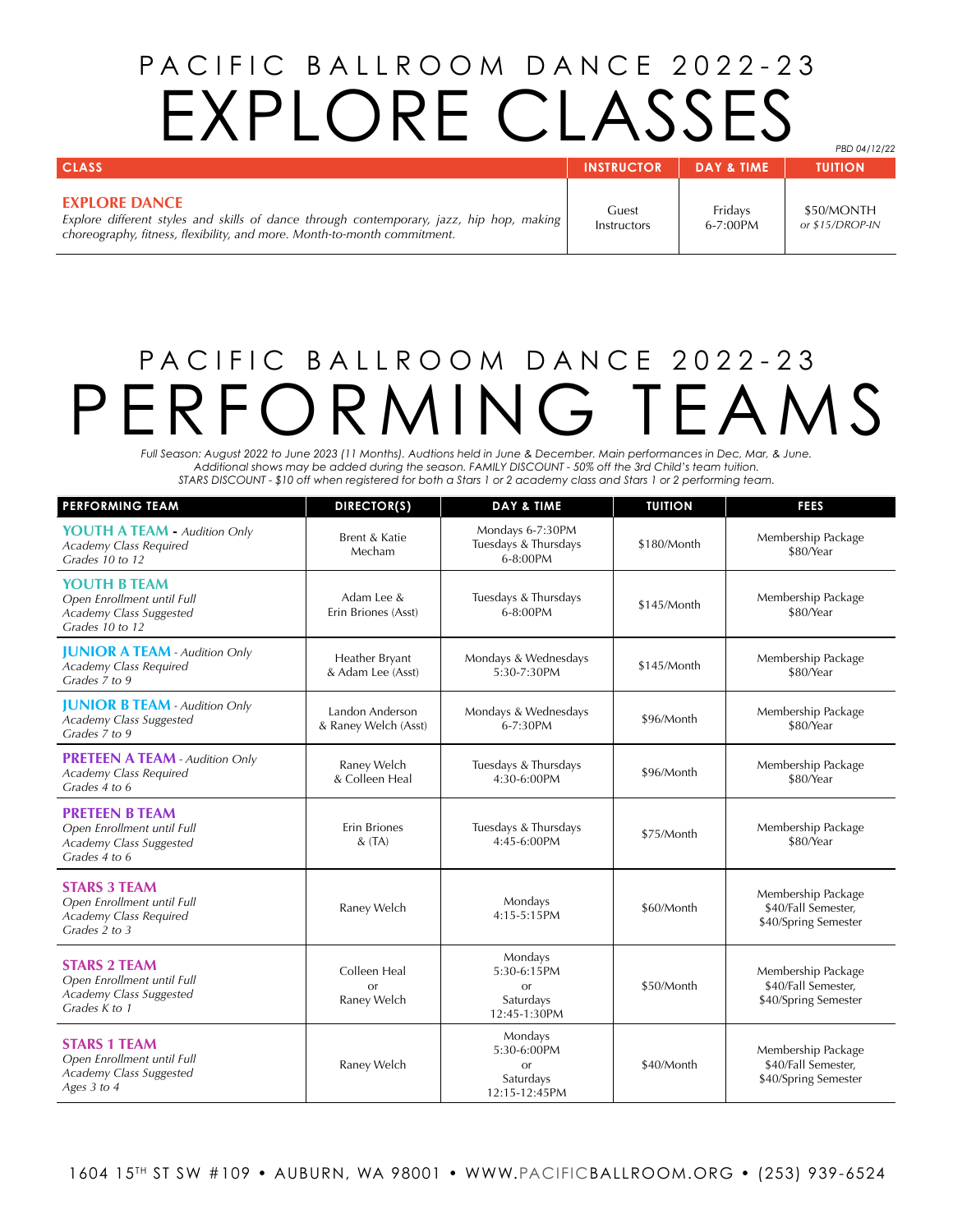# PACIFIC BALLROOM DANCE 2022-23
# EXPLORE CLASSES

*PBD 04/12/22*

| CLASS | INSTRUCTOR | DAY & TIME | TUITION |
|---|---|---|---|
| **EXPLORE DANCE** *Explore different styles and skills of dance through contemporary, jazz, hip hop, making choreography, fitness, flexibility, and more. Month-to-month commitment.* | Guest Instructors | Fridays 6-7:00PM | $50/MONTH *or $15/DROP-IN* |

# PACIFIC BALLROOM DANCE 2022-23
# PERFORMING TEAMS

*Full Season: August 2022 to June 2023 (11 Months). Audtions held in June & December. Main performances in Dec, Mar, & June. Additional shows may be added during the season. FAMILY DISCOUNT - 50% off the 3rd Child's team tuition. STARS DISCOUNT - $10 off when registered for both a Stars 1 or 2 academy class and Stars 1 or 2 performing team.*

| PERFORMING TEAM | DIRECTOR(S) | DAY & TIME | TUITION | FEES |
|---|---|---|---|---|
| **YOUTH A TEAM** - *Audition Only* *Academy Class Required* *Grades 10 to 12* | Brent & Katie Mecham | Mondays 6-7:30PM Tuesdays & Thursdays 6-8:00PM | $180/Month | Membership Package $80/Year |
| **YOUTH B TEAM** *Open Enrollment until Full* *Academy Class Suggested* *Grades 10 to 12* | Adam Lee & Erin Briones (Asst) | Tuesdays & Thursdays 6-8:00PM | $145/Month | Membership Package $80/Year |
| **JUNIOR A TEAM** - *Audition Only* *Academy Class Required* *Grades 7 to 9* | Heather Bryant & Adam Lee (Asst) | Mondays & Wednesdays 5:30-7:30PM | $145/Month | Membership Package $80/Year |
| **JUNIOR B TEAM** - *Audition Only* *Academy Class Suggested* *Grades 7 to 9* | Landon Anderson & Raney Welch (Asst) | Mondays & Wednesdays 6-7:30PM | $96/Month | Membership Package $80/Year |
| **PRETEEN A TEAM** - *Audition Only* *Academy Class Required* *Grades 4 to 6* | Raney Welch & Colleen Heal | Tuesdays & Thursdays 4:30-6:00PM | $96/Month | Membership Package $80/Year |
| **PRETEEN B TEAM** *Open Enrollment until Full* *Academy Class Suggested* *Grades 4 to 6* | Erin Briones & (TA) | Tuesdays & Thursdays 4:45-6:00PM | $75/Month | Membership Package $80/Year |
| **STARS 3 TEAM** *Open Enrollment until Full* *Academy Class Required* *Grades 2 to 3* | Raney Welch | Mondays 4:15-5:15PM | $60/Month | Membership Package $40/Fall Semester, $40/Spring Semester |
| **STARS 2 TEAM** *Open Enrollment until Full* *Academy Class Suggested* *Grades K to 1* | Colleen Heal or Raney Welch | Mondays 5:30-6:15PM or Saturdays 12:45-1:30PM | $50/Month | Membership Package $40/Fall Semester, $40/Spring Semester |
| **STARS 1 TEAM** *Open Enrollment until Full* *Academy Class Suggested* *Ages 3 to 4* | Raney Welch | Mondays 5:30-6:00PM or Saturdays 12:15-12:45PM | $40/Month | Membership Package $40/Fall Semester, $40/Spring Semester |

1604 15TH ST SW #109 • AUBURN, WA 98001 • WWW.PACIFICBALLROOM.ORG • (253) 939-6524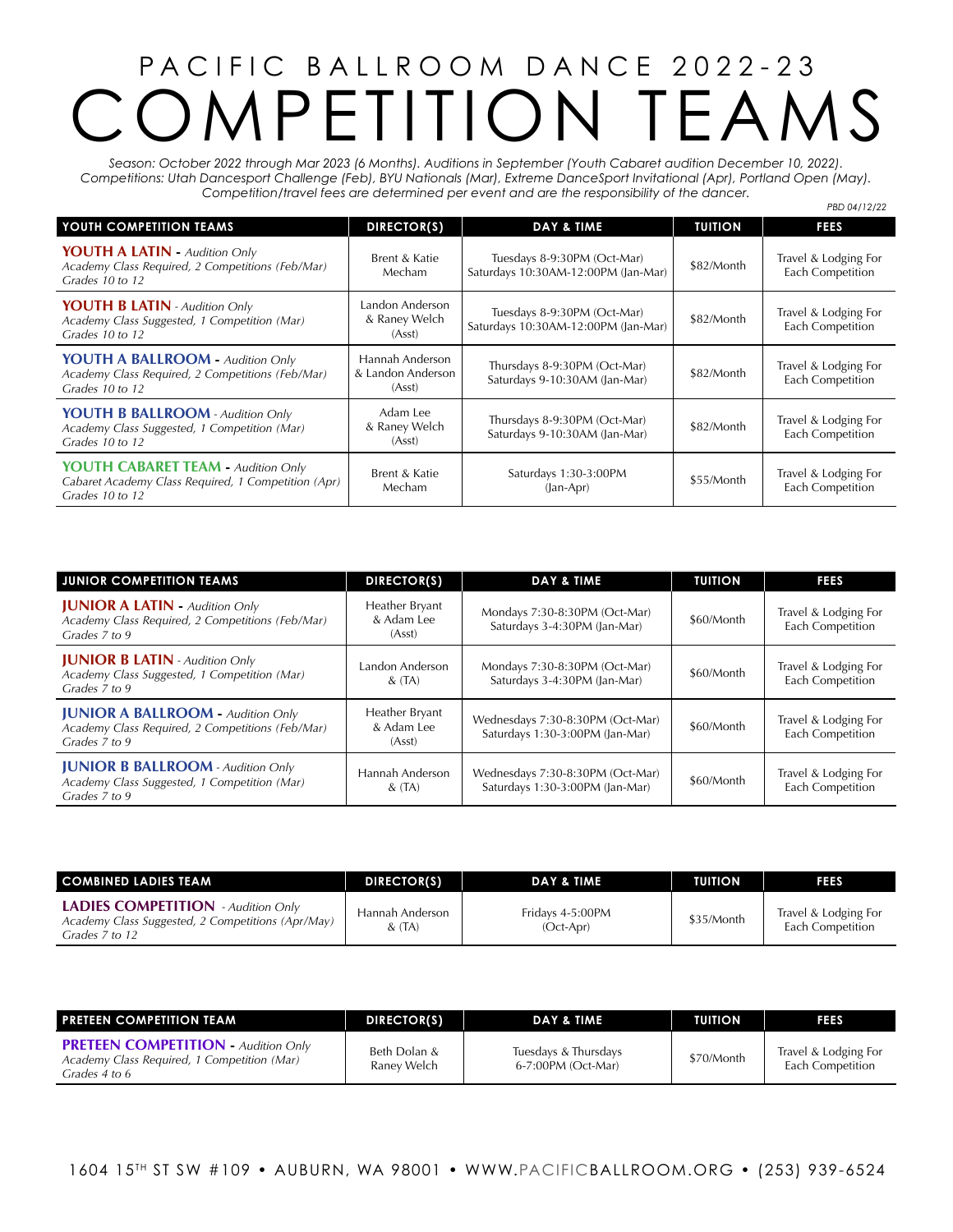# PACIFIC BALLROOM DANCE 2022-23
# COMPETITION TEAMS

*Season: October 2022 through Mar 2023 (6 Months). Auditions in September (Youth Cabaret audition December 10, 2022). Competitions: Utah Dancesport Challenge (Feb), BYU Nationals (Mar), Extreme DanceSport Invitational (Apr), Portland Open (May). Competition/travel fees are determined per event and are the responsibility of the dancer.*

*PBD 04/12/22*

| YOUTH COMPETITION TEAMS | DIRECTOR(S) | DAY & TIME | TUITION | FEES |
|---|---|---|---|---|
| **YOUTH A LATIN** - *Audition Only* *Academy Class Required, 2 Competitions (Feb/Mar)* *Grades 10 to 12* | Brent & Katie Mecham | Tuesdays 8-9:30PM (Oct-Mar) Saturdays 10:30AM-12:00PM (Jan-Mar) | $82/Month | Travel & Lodging For Each Competition |
| **YOUTH B LATIN** - *Audition Only* *Academy Class Suggested, 1 Competition (Mar)* *Grades 10 to 12* | Landon Anderson & Raney Welch (Asst) | Tuesdays 8-9:30PM (Oct-Mar) Saturdays 10:30AM-12:00PM (Jan-Mar) | $82/Month | Travel & Lodging For Each Competition |
| **YOUTH A BALLROOM** - *Audition Only* *Academy Class Required, 2 Competitions (Feb/Mar)* *Grades 10 to 12* | Hannah Anderson & Landon Anderson (Asst) | Thursdays 8-9:30PM (Oct-Mar) Saturdays 9-10:30AM (Jan-Mar) | $82/Month | Travel & Lodging For Each Competition |
| **YOUTH B BALLROOM** - *Audition Only* *Academy Class Suggested, 1 Competition (Mar)* *Grades 10 to 12* | Adam Lee & Raney Welch (Asst) | Thursdays 8-9:30PM (Oct-Mar) Saturdays 9-10:30AM (Jan-Mar) | $82/Month | Travel & Lodging For Each Competition |
| **YOUTH CABARET TEAM** - *Audition Only* *Cabaret Academy Class Required, 1 Competition (Apr)* *Grades 10 to 12* | Brent & Katie Mecham | Saturdays 1:30-3:00PM (Jan-Apr) | $55/Month | Travel & Lodging For Each Competition |

| JUNIOR COMPETITION TEAMS | DIRECTOR(S) | DAY & TIME | TUITION | FEES |
|---|---|---|---|---|
| **JUNIOR A LATIN** - *Audition Only* *Academy Class Required, 2 Competitions (Feb/Mar)* *Grades 7 to 9* | Heather Bryant & Adam Lee (Asst) | Mondays 7:30-8:30PM (Oct-Mar) Saturdays 3-4:30PM (Jan-Mar) | $60/Month | Travel & Lodging For Each Competition |
| **JUNIOR B LATIN** - *Audition Only* *Academy Class Suggested, 1 Competition (Mar)* *Grades 7 to 9* | Landon Anderson & (TA) | Mondays 7:30-8:30PM (Oct-Mar) Saturdays 3-4:30PM (Jan-Mar) | $60/Month | Travel & Lodging For Each Competition |
| **JUNIOR A BALLROOM** - *Audition Only* *Academy Class Required, 2 Competitions (Feb/Mar)* *Grades 7 to 9* | Heather Bryant & Adam Lee (Asst) | Wednesdays 7:30-8:30PM (Oct-Mar) Saturdays 1:30-3:00PM (Jan-Mar) | $60/Month | Travel & Lodging For Each Competition |
| **JUNIOR B BALLROOM** - *Audition Only* *Academy Class Suggested, 1 Competition (Mar)* *Grades 7 to 9* | Hannah Anderson & (TA) | Wednesdays 7:30-8:30PM (Oct-Mar) Saturdays 1:30-3:00PM (Jan-Mar) | $60/Month | Travel & Lodging For Each Competition |

| COMBINED LADIES TEAM | DIRECTOR(S) | DAY & TIME | TUITION | FEES |
|---|---|---|---|---|
| **LADIES COMPETITION** - *Audition Only* *Academy Class Suggested, 2 Competitions (Apr/May)* *Grades 7 to 12* | Hannah Anderson & (TA) | Fridays 4-5:00PM (Oct-Apr) | $35/Month | Travel & Lodging For Each Competition |

| PRETEEN COMPETITION TEAM | DIRECTOR(S) | DAY & TIME | TUITION | FEES |
|---|---|---|---|---|
| **PRETEEN COMPETITION** - *Audition Only* *Academy Class Required, 1 Competition (Mar)* *Grades 4 to 6* | Beth Dolan & Raney Welch | Tuesdays & Thursdays 6-7:00PM (Oct-Mar) | $70/Month | Travel & Lodging For Each Competition |

1604 15TH ST SW #109 • AUBURN, WA 98001 • WWW.PACIFICBALLROOM.ORG • (253) 939-6524